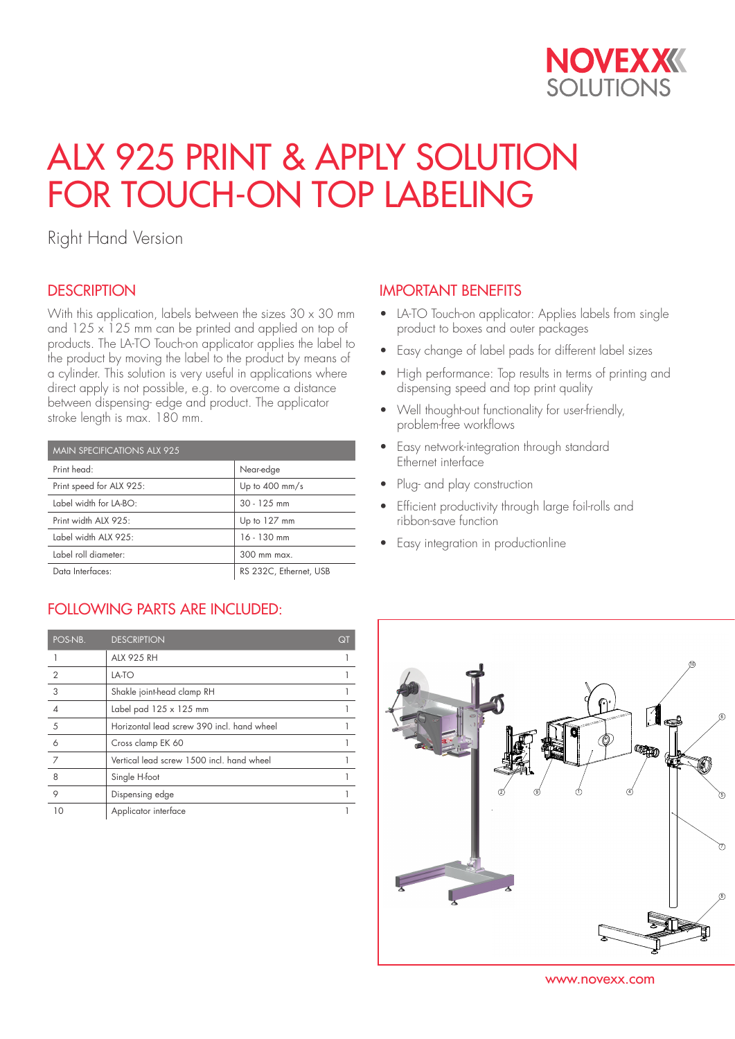NOVEXX SOLUTIONS

# ALX 925 PRINT & APPLY SOLUTION FOR TOUCH-ON TOP LABELING

Right Hand Version

## DESCRIPTION

With this application, labels between the sizes 30 x 30 mm and 125 x 125 mm can be printed and applied on top of products. The LA-TO Touch-on applicator applies the label to the product by moving the label to the product by means of a cylinder. This solution is very useful in applications where direct apply is not possible, e.g. to overcome a distance between dispensing- edge and product. The applicator stroke length is max. 180 mm.

| MAIN SPECIFICATIONS ALX 925 | |
|---|---|
| Print head: | Near-edge |
| Print speed for ALX 925: | Up to 400 mm/s |
| Label width for LA-BO: | 30 - 125 mm |
| Print width ALX 925: | Up to 127 mm |
| Label width ALX 925: | 16 - 130 mm |
| Label roll diameter: | 300 mm max. |
| Data Interfaces: | RS 232C, Ethernet, USB |

## IMPORTANT BENEFITS

- LA-TO Touch-on applicator: Applies labels from single product to boxes and outer packages
- Easy change of label pads for different label sizes
- High performance: Top results in terms of printing and dispensing speed and top print quality
- Well thought-out functionality for user-friendly, problem-free workflows
- Easy network-integration through standard Ethernet interface
- Plug- and play construction
- Efficient productivity through large foil-rolls and ribbon-save function
- Easy integration in productionline

## FOLLOWING PARTS ARE INCLUDED:

| POS-NB. | DESCRIPTION | QT |
|---|---|---|
| 1 | ALX 925 RH | 1 |
| 2 | LA-TO | 1 |
| 3 | Shakle joint-head clamp RH | 1 |
| 4 | Label pad 125 x 125 mm | 1 |
| 5 | Horizontal lead screw 390 incl. hand wheel | 1 |
| 6 | Cross clamp EK 60 | 1 |
| 7 | Vertical lead screw 1500 incl. hand wheel | 1 |
| 8 | Single H-foot | 1 |
| 9 | Dispensing edge | 1 |
| 10 | Applicator interface | 1 |

www.novexx.com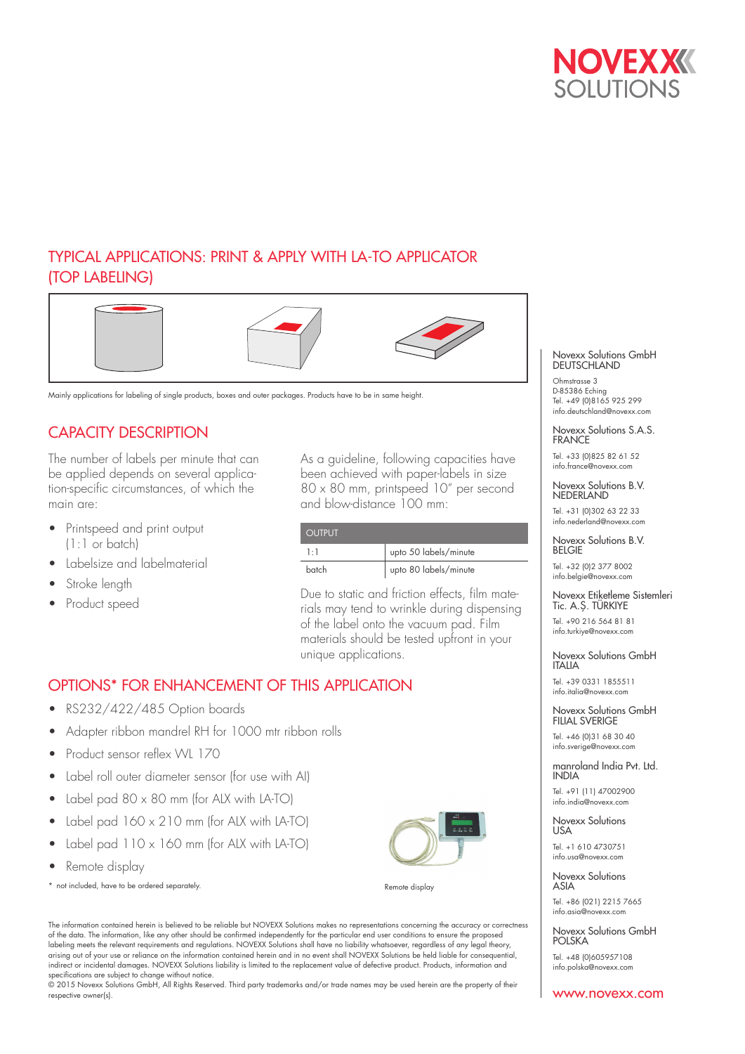NOVEXX SOLUTIONS

## TYPICAL APPLICATIONS: PRINT & APPLY WITH LA-TO APPLICATOR (TOP LABELING)

Mainly applications for labeling of single products, boxes and outer packages. Products have to be in same height.

## CAPACITY DESCRIPTION

The number of labels per minute that can be applied depends on several application-specific circumstances, of which the main are:

- Printspeed and print output (1:1 or batch)
- Labelsize and labelmaterial
- Stroke length
- Product speed

As a guideline, following capacities have been achieved with paper-labels in size 80 x 80 mm, printspeed 10" per second and blow-distance 100 mm:

| OUTPUT | |
|---|---|
| 1:1 | upto 50 labels/minute |
| batch | upto 80 labels/minute |

Due to static and friction effects, film materials may tend to wrinkle during dispensing of the label onto the vacuum pad. Film materials should be tested upfront in your unique applications.

## OPTIONS* FOR ENHANCEMENT OF THIS APPLICATION

- RS232/422/485 Option boards
- Adapter ribbon mandrel RH for 1000 mtr ribbon rolls
- Product sensor reflex WL 170
- Label roll outer diameter sensor (for use with AI)
- Label pad 80 x 80 mm (for ALX with LA-TO)
- Label pad 160 x 210 mm (for ALX with LA-TO)
- Label pad 110 x 160 mm (for ALX with LA-TO)
- Remote display

\* not included, have to be ordered separately.

Remote display

The information contained herein is believed to be reliable but NOVEXX Solutions makes no representations concerning the accuracy or correctness of the data. The information, like any other should be confirmed independently for the particular end user conditions to ensure the proposed labeling meets the relevant requirements and regulations. NOVEXX Solutions shall have no liability whatsoever, regardless of any legal theory, arising out of your use or reliance on the information contained herein and in no event shall NOVEXX Solutions be held liable for consequential, indirect or incidental damages. NOVEXX Solutions liability is limited to the replacement value of defective product. Products, information and specifications are subject to change without notice.
© 2015 Novexx Solutions GmbH, All Rights Reserved. Third party trademarks and/or trade names may be used herein are the property of their respective owner(s).

Novexx Solutions GmbH
DEUTSCHLAND
Ohmstrasse 3
D-85386 Eching
Tel. +49 (0)8165 925 299
info.deutschland@novexx.com

Novexx Solutions S.A.S.
FRANCE
Tel. +33 (0)825 82 61 52
info.france@novexx.com

Novexx Solutions B.V.
NEDERLAND
Tel. +31 (0)302 63 22 33
info.nederland@novexx.com

Novexx Solutions B.V.
BELGIE
Tel. +32 (0)2 377 8002
info.belgie@novexx.com

Novexx Etiketleme Sistemleri Tic. A.Ş. TÜRKIYE
Tel. +90 216 564 81 81
info.turkiye@novexx.com

Novexx Solutions GmbH
ITALIA
Tel. +39 0331 1855511
info.italia@novexx.com

Novexx Solutions GmbH
FILIAL SVERIGE
Tel. +46 (0)31 68 30 40
info.sverige@novexx.com

manroland India Pvt. Ltd.
INDIA
Tel. +91 (11) 47002900
info.india@novexx.com

Novexx Solutions
USA
Tel. +1 610 4730751
info.usa@novexx.com

Novexx Solutions
ASIA
Tel. +86 (021) 2215 7665
info.asia@novexx.com

Novexx Solutions GmbH
POLSKA
Tel. +48 (0)605957108
info.polska@novexx.com

www.novexx.com